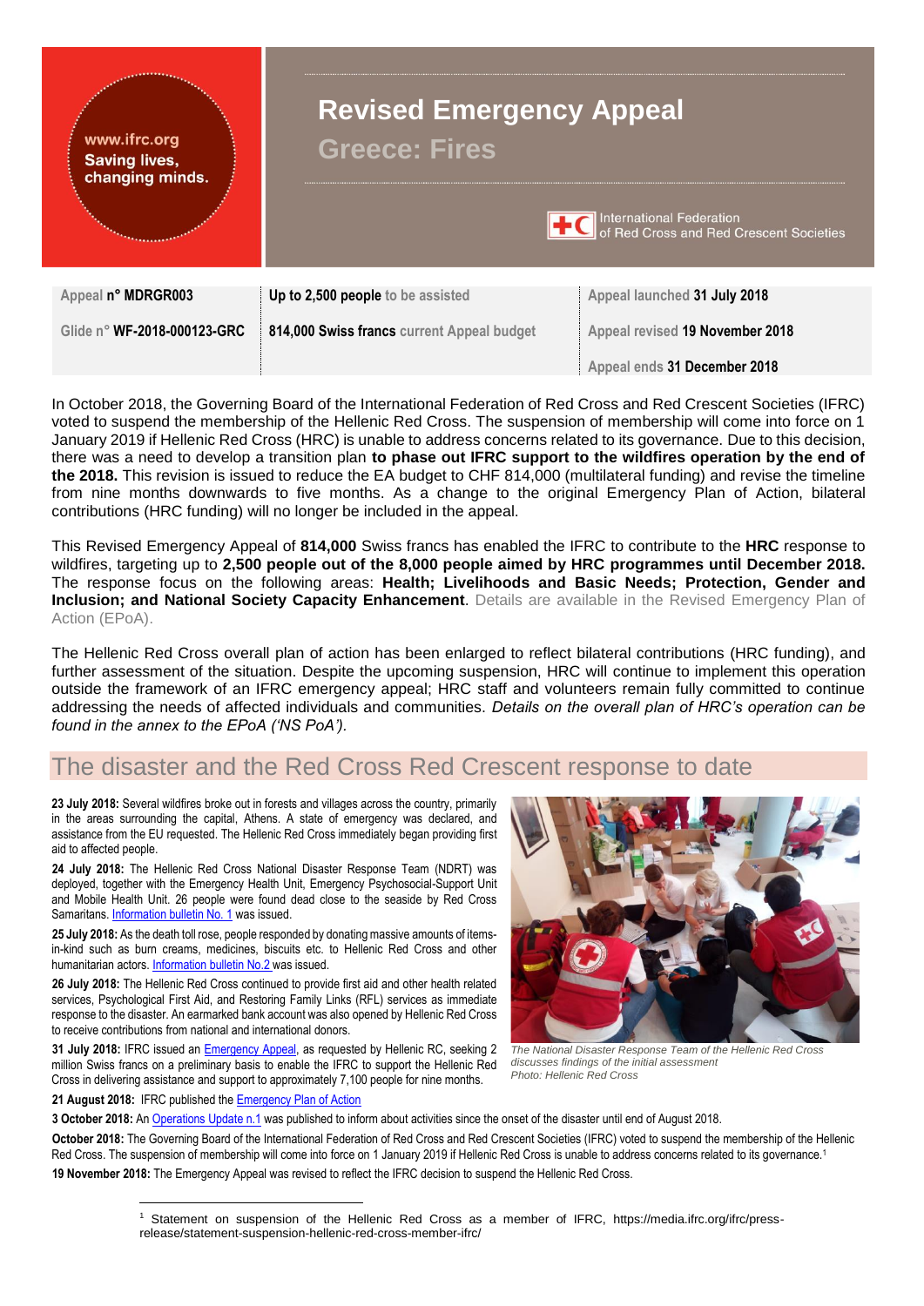www.ifrc.org
Saving lives, changing minds.

# Revised Emergency Appeal

## Greece: Fires

International Federation of Red Cross and Red Crescent Societies

| Appeal n° **MDRGR003** | **Up to 2,500 people** to be assisted | Appeal launched **31 July 2018** |
|---|---|---|
| Glide n° **WF-2018-000123-GRC** | **814,000 Swiss francs** current Appeal budget | Appeal revised **19 November 2018** |
| | | Appeal ends **31 December 2018** |

In October 2018, the Governing Board of the International Federation of Red Cross and Red Crescent Societies (IFRC) voted to suspend the membership of the Hellenic Red Cross. The suspension of membership will come into force on 1 January 2019 if Hellenic Red Cross (HRC) is unable to address concerns related to its governance. Due to this decision, there was a need to develop a transition plan **to phase out IFRC support to the wildfires operation by the end of the 2018.** This revision is issued to reduce the EA budget to CHF 814,000 (multilateral funding) and revise the timeline from nine months downwards to five months. As a change to the original Emergency Plan of Action, bilateral contributions (HRC funding) will no longer be included in the appeal.

This Revised Emergency Appeal of **814,000** Swiss francs has enabled the IFRC to contribute to the **HRC** response to wildfires, targeting up to **2,500 people out of the 8,000 people aimed by HRC programmes until December 2018.** The response focus on the following areas: **Health; Livelihoods and Basic Needs; Protection, Gender and Inclusion; and National Society Capacity Enhancement**. Details are available in the Revised Emergency Plan of Action (EPoA).

The Hellenic Red Cross overall plan of action has been enlarged to reflect bilateral contributions (HRC funding), and further assessment of the situation. Despite the upcoming suspension, HRC will continue to implement this operation outside the framework of an IFRC emergency appeal; HRC staff and volunteers remain fully committed to continue addressing the needs of affected individuals and communities. *Details on the overall plan of HRC's operation can be found in the annex to the EPoA ('NS PoA').*

## The disaster and the Red Cross Red Crescent response to date

**23 July 2018:** Several wildfires broke out in forests and villages across the country, primarily in the areas surrounding the capital, Athens. A state of emergency was declared, and assistance from the EU requested. The Hellenic Red Cross immediately began providing first aid to affected people.

**24 July 2018:** The Hellenic Red Cross National Disaster Response Team (NDRT) was deployed, together with the Emergency Health Unit, Emergency Psychosocial-Support Unit and Mobile Health Unit. 26 people were found dead close to the seaside by Red Cross Samaritans. Information bulletin No. 1 was issued.

**25 July 2018:** As the death toll rose, people responded by donating massive amounts of items-in-kind such as burn creams, medicines, biscuits etc. to Hellenic Red Cross and other humanitarian actors. Information bulletin No.2 was issued.

**26 July 2018:** The Hellenic Red Cross continued to provide first aid and other health related services, Psychological First Aid, and Restoring Family Links (RFL) services as immediate response to the disaster. An earmarked bank account was also opened by Hellenic Red Cross to receive contributions from national and international donors.

**31 July 2018:** IFRC issued an Emergency Appeal, as requested by Hellenic RC, seeking 2 million Swiss francs on a preliminary basis to enable the IFRC to support the Hellenic Red Cross in delivering assistance and support to approximately 7,100 people for nine months.

*The National Disaster Response Team of the Hellenic Red Cross discusses findings of the initial assessment*
*Photo: Hellenic Red Cross*

**21 August 2018:** IFRC published the Emergency Plan of Action

**3 October 2018:** An Operations Update n.1 was published to inform about activities since the onset of the disaster until end of August 2018.

**October 2018:** The Governing Board of the International Federation of Red Cross and Red Crescent Societies (IFRC) voted to suspend the membership of the Hellenic Red Cross. The suspension of membership will come into force on 1 January 2019 if Hellenic Red Cross is unable to address concerns related to its governance.[1]

**19 November 2018:** The Emergency Appeal was revised to reflect the IFRC decision to suspend the Hellenic Red Cross.

[1] Statement on suspension of the Hellenic Red Cross as a member of IFRC, https://media.ifrc.org/ifrc/press-release/statement-suspension-hellenic-red-cross-member-ifrc/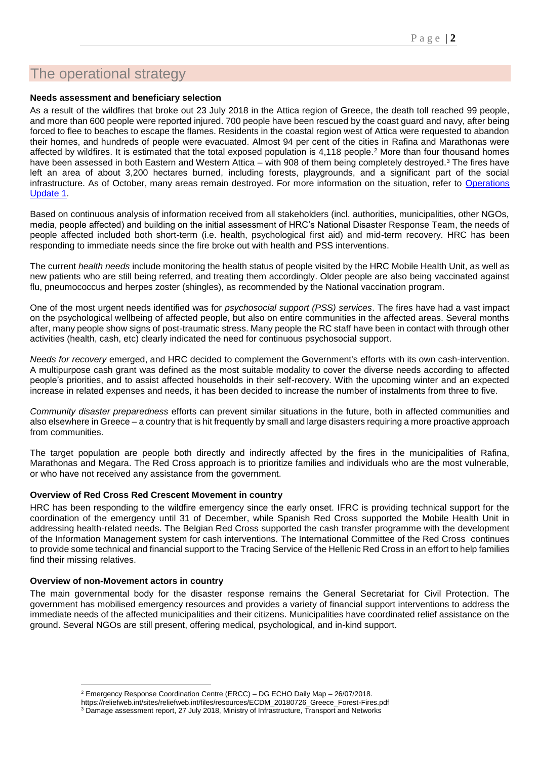# The operational strategy

**Needs assessment and beneficiary selection**

As a result of the wildfires that broke out 23 July 2018 in the Attica region of Greece, the death toll reached 99 people, and more than 600 people were reported injured. 700 people have been rescued by the coast guard and navy, after being forced to flee to beaches to escape the flames. Residents in the coastal region west of Attica were requested to abandon their homes, and hundreds of people were evacuated. Almost 94 per cent of the cities in Rafina and Marathonas were affected by wildfires. It is estimated that the total exposed population is 4,118 people.[2] More than four thousand homes have been assessed in both Eastern and Western Attica – with 908 of them being completely destroyed.[3] The fires have left an area of about 3,200 hectares burned, including forests, playgrounds, and a significant part of the social infrastructure. As of October, many areas remain destroyed. For more information on the situation, refer to Operations Update 1.

Based on continuous analysis of information received from all stakeholders (incl. authorities, municipalities, other NGOs, media, people affected) and building on the initial assessment of HRC's National Disaster Response Team, the needs of people affected included both short-term (i.e. health, psychological first aid) and mid-term recovery. HRC has been responding to immediate needs since the fire broke out with health and PSS interventions.

The current *health needs* include monitoring the health status of people visited by the HRC Mobile Health Unit, as well as new patients who are still being referred, and treating them accordingly. Older people are also being vaccinated against flu, pneumococcus and herpes zoster (shingles), as recommended by the National vaccination program.

One of the most urgent needs identified was for *psychosocial support (PSS) services*. The fires have had a vast impact on the psychological wellbeing of affected people, but also on entire communities in the affected areas. Several months after, many people show signs of post-traumatic stress. Many people the RC staff have been in contact with through other activities (health, cash, etc) clearly indicated the need for continuous psychosocial support.

*Needs for recovery* emerged, and HRC decided to complement the Government's efforts with its own cash-intervention. A multipurpose cash grant was defined as the most suitable modality to cover the diverse needs according to affected people's priorities, and to assist affected households in their self-recovery. With the upcoming winter and an expected increase in related expenses and needs, it has been decided to increase the number of instalments from three to five.

*Community disaster preparedness* efforts can prevent similar situations in the future, both in affected communities and also elsewhere in Greece – a country that is hit frequently by small and large disasters requiring a more proactive approach from communities.

The target population are people both directly and indirectly affected by the fires in the municipalities of Rafina, Marathonas and Megara. The Red Cross approach is to prioritize families and individuals who are the most vulnerable, or who have not received any assistance from the government.

**Overview of Red Cross Red Crescent Movement in country**

HRC has been responding to the wildfire emergency since the early onset. IFRC is providing technical support for the coordination of the emergency until 31 of December, while Spanish Red Cross supported the Mobile Health Unit in addressing health-related needs. The Belgian Red Cross supported the cash transfer programme with the development of the Information Management system for cash interventions. The International Committee of the Red Cross continues to provide some technical and financial support to the Tracing Service of the Hellenic Red Cross in an effort to help families find their missing relatives.

**Overview of non-Movement actors in country**

The main governmental body for the disaster response remains the General Secretariat for Civil Protection. The government has mobilised emergency resources and provides a variety of financial support interventions to address the immediate needs of the affected municipalities and their citizens. Municipalities have coordinated relief assistance on the ground. Several NGOs are still present, offering medical, psychological, and in-kind support.

---

[2] Emergency Response Coordination Centre (ERCC) – DG ECHO Daily Map – 26/07/2018. https://reliefweb.int/sites/reliefweb.int/files/resources/ECDM_20180726_Greece_Forest-Fires.pdf

[3] Damage assessment report, 27 July 2018, Ministry of Infrastructure, Transport and Networks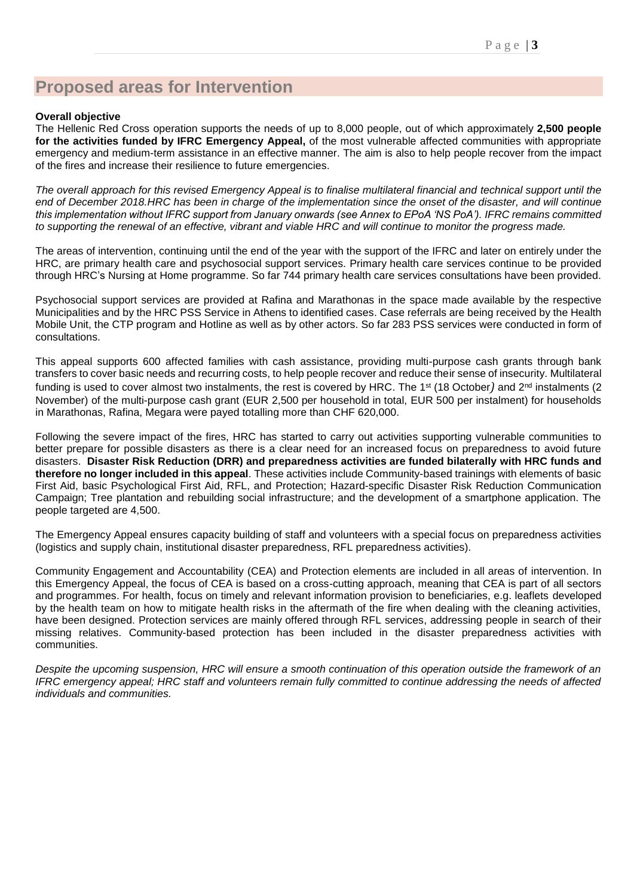## Proposed areas for Intervention

**Overall objective**

The Hellenic Red Cross operation supports the needs of up to 8,000 people, out of which approximately **2,500 people for the activities funded by IFRC Emergency Appeal,** of the most vulnerable affected communities with appropriate emergency and medium-term assistance in an effective manner. The aim is also to help people recover from the impact of the fires and increase their resilience to future emergencies.

*The overall approach for this revised Emergency Appeal is to finalise multilateral financial and technical support until the end of December 2018.HRC has been in charge of the implementation since the onset of the disaster, and will continue this implementation without IFRC support from January onwards (see Annex to EPoA 'NS PoA'). IFRC remains committed to supporting the renewal of an effective, vibrant and viable HRC and will continue to monitor the progress made.*

The areas of intervention, continuing until the end of the year with the support of the IFRC and later on entirely under the HRC, are primary health care and psychosocial support services. Primary health care services continue to be provided through HRC's Nursing at Home programme. So far 744 primary health care services consultations have been provided.

Psychosocial support services are provided at Rafina and Marathonas in the space made available by the respective Municipalities and by the HRC PSS Service in Athens to identified cases. Case referrals are being received by the Health Mobile Unit, the CTP program and Hotline as well as by other actors. So far 283 PSS services were conducted in form of consultations.

This appeal supports 600 affected families with cash assistance, providing multi-purpose cash grants through bank transfers to cover basic needs and recurring costs, to help people recover and reduce their sense of insecurity. Multilateral funding is used to cover almost two instalments, the rest is covered by HRC. The 1st (18 October*)* and 2nd instalments (2 November) of the multi-purpose cash grant (EUR 2,500 per household in total, EUR 500 per instalment) for households in Marathonas, Rafina, Megara were payed totalling more than CHF 620,000.

Following the severe impact of the fires, HRC has started to carry out activities supporting vulnerable communities to better prepare for possible disasters as there is a clear need for an increased focus on preparedness to avoid future disasters. **Disaster Risk Reduction (DRR) and preparedness activities are funded bilaterally with HRC funds and therefore no longer included in this appeal**. These activities include Community-based trainings with elements of basic First Aid, basic Psychological First Aid, RFL, and Protection; Hazard-specific Disaster Risk Reduction Communication Campaign; Tree plantation and rebuilding social infrastructure; and the development of a smartphone application. The people targeted are 4,500.

The Emergency Appeal ensures capacity building of staff and volunteers with a special focus on preparedness activities (logistics and supply chain, institutional disaster preparedness, RFL preparedness activities).

Community Engagement and Accountability (CEA) and Protection elements are included in all areas of intervention. In this Emergency Appeal, the focus of CEA is based on a cross-cutting approach, meaning that CEA is part of all sectors and programmes. For health, focus on timely and relevant information provision to beneficiaries, e.g. leaflets developed by the health team on how to mitigate health risks in the aftermath of the fire when dealing with the cleaning activities, have been designed. Protection services are mainly offered through RFL services, addressing people in search of their missing relatives. Community-based protection has been included in the disaster preparedness activities with communities.

*Despite the upcoming suspension, HRC will ensure a smooth continuation of this operation outside the framework of an IFRC emergency appeal; HRC staff and volunteers remain fully committed to continue addressing the needs of affected individuals and communities.*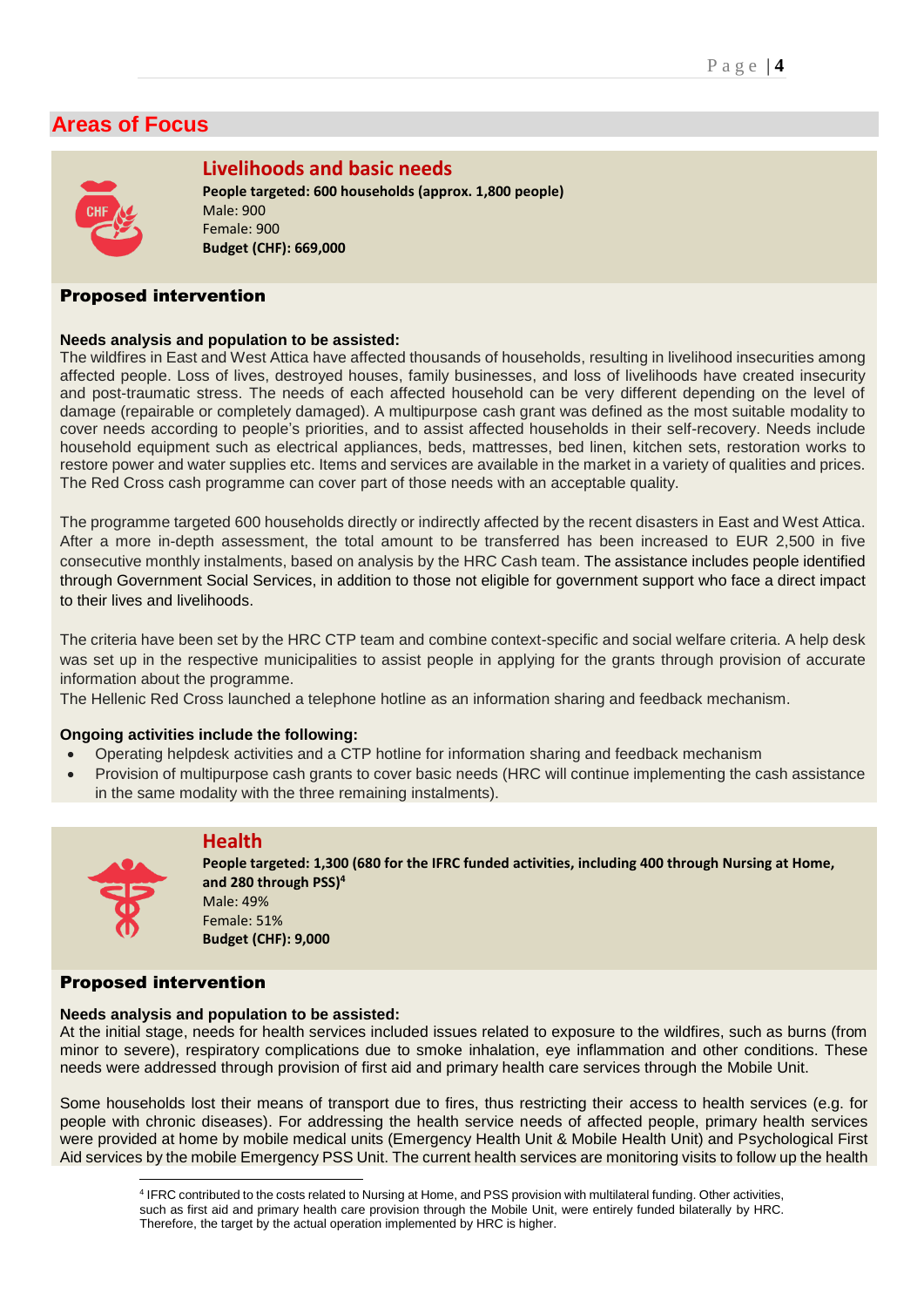## Areas of Focus

### Livelihoods and basic needs

**People targeted: 600 households (approx. 1,800 people)**
Male: 900
Female: 900
**Budget (CHF): 669,000**

#### Proposed intervention

**Needs analysis and population to be assisted:**
The wildfires in East and West Attica have affected thousands of households, resulting in livelihood insecurities among affected people. Loss of lives, destroyed houses, family businesses, and loss of livelihoods have created insecurity and post-traumatic stress. The needs of each affected household can be very different depending on the level of damage (repairable or completely damaged). A multipurpose cash grant was defined as the most suitable modality to cover needs according to people's priorities, and to assist affected households in their self-recovery. Needs include household equipment such as electrical appliances, beds, mattresses, bed linen, kitchen sets, restoration works to restore power and water supplies etc. Items and services are available in the market in a variety of qualities and prices. The Red Cross cash programme can cover part of those needs with an acceptable quality.

The programme targeted 600 households directly or indirectly affected by the recent disasters in East and West Attica. After a more in-depth assessment, the total amount to be transferred has been increased to EUR 2,500 in five consecutive monthly instalments, based on analysis by the HRC Cash team. The assistance includes people identified through Government Social Services, in addition to those not eligible for government support who face a direct impact to their lives and livelihoods.

The criteria have been set by the HRC CTP team and combine context-specific and social welfare criteria. A help desk was set up in the respective municipalities to assist people in applying for the grants through provision of accurate information about the programme.
The Hellenic Red Cross launched a telephone hotline as an information sharing and feedback mechanism.

**Ongoing activities include the following:**

- Operating helpdesk activities and a CTP hotline for information sharing and feedback mechanism
- Provision of multipurpose cash grants to cover basic needs (HRC will continue implementing the cash assistance in the same modality with the three remaining instalments).

### Health

**People targeted: 1,300 (680 for the IFRC funded activities, including 400 through Nursing at Home, and 280 through PSS)[4]**
Male: 49%
Female: 51%
**Budget (CHF): 9,000**

#### Proposed intervention

**Needs analysis and population to be assisted:**
At the initial stage, needs for health services included issues related to exposure to the wildfires, such as burns (from minor to severe), respiratory complications due to smoke inhalation, eye inflammation and other conditions. These needs were addressed through provision of first aid and primary health care services through the Mobile Unit.

Some households lost their means of transport due to fires, thus restricting their access to health services (e.g. for people with chronic diseases). For addressing the health service needs of affected people, primary health services were provided at home by mobile medical units (Emergency Health Unit & Mobile Health Unit) and Psychological First Aid services by the mobile Emergency PSS Unit. The current health services are monitoring visits to follow up the health

[4] IFRC contributed to the costs related to Nursing at Home, and PSS provision with multilateral funding. Other activities, such as first aid and primary health care provision through the Mobile Unit, were entirely funded bilaterally by HRC. Therefore, the target by the actual operation implemented by HRC is higher.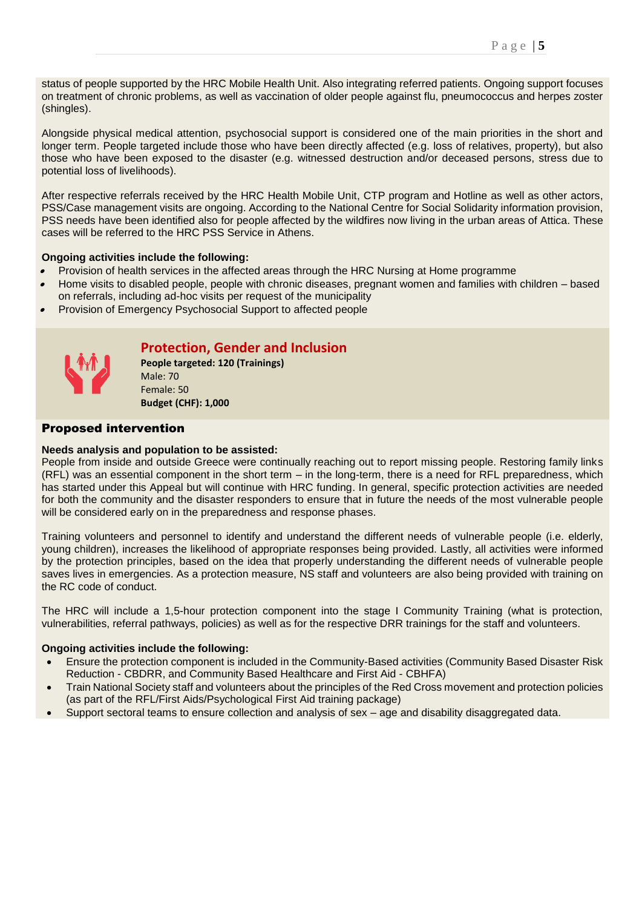status of people supported by the HRC Mobile Health Unit. Also integrating referred patients. Ongoing support focuses on treatment of chronic problems, as well as vaccination of older people against flu, pneumococcus and herpes zoster (shingles).

Alongside physical medical attention, psychosocial support is considered one of the main priorities in the short and longer term. People targeted include those who have been directly affected (e.g. loss of relatives, property), but also those who have been exposed to the disaster (e.g. witnessed destruction and/or deceased persons, stress due to potential loss of livelihoods).

After respective referrals received by the HRC Health Mobile Unit, CTP program and Hotline as well as other actors, PSS/Case management visits are ongoing. According to the National Centre for Social Solidarity information provision, PSS needs have been identified also for people affected by the wildfires now living in the urban areas of Attica. These cases will be referred to the HRC PSS Service in Athens.

**Ongoing activities include the following:**

- Provision of health services in the affected areas through the HRC Nursing at Home programme
- Home visits to disabled people, people with chronic diseases, pregnant women and families with children – based on referrals, including ad-hoc visits per request of the municipality
- Provision of Emergency Psychosocial Support to affected people

## Protection, Gender and Inclusion

**People targeted: 120 (Trainings)**
Male: 70
Female: 50
**Budget (CHF): 1,000**

### Proposed intervention

**Needs analysis and population to be assisted:**
People from inside and outside Greece were continually reaching out to report missing people. Restoring family links (RFL) was an essential component in the short term – in the long-term, there is a need for RFL preparedness, which has started under this Appeal but will continue with HRC funding. In general, specific protection activities are needed for both the community and the disaster responders to ensure that in future the needs of the most vulnerable people will be considered early on in the preparedness and response phases.

Training volunteers and personnel to identify and understand the different needs of vulnerable people (i.e. elderly, young children), increases the likelihood of appropriate responses being provided. Lastly, all activities were informed by the protection principles, based on the idea that properly understanding the different needs of vulnerable people saves lives in emergencies. As a protection measure, NS staff and volunteers are also being provided with training on the RC code of conduct.

The HRC will include a 1,5-hour protection component into the stage I Community Training (what is protection, vulnerabilities, referral pathways, policies) as well as for the respective DRR trainings for the staff and volunteers.

**Ongoing activities include the following:**

- Ensure the protection component is included in the Community-Based activities (Community Based Disaster Risk Reduction - CBDRR, and Community Based Healthcare and First Aid - CBHFA)
- Train National Society staff and volunteers about the principles of the Red Cross movement and protection policies (as part of the RFL/First Aids/Psychological First Aid training package)
- Support sectoral teams to ensure collection and analysis of sex – age and disability disaggregated data.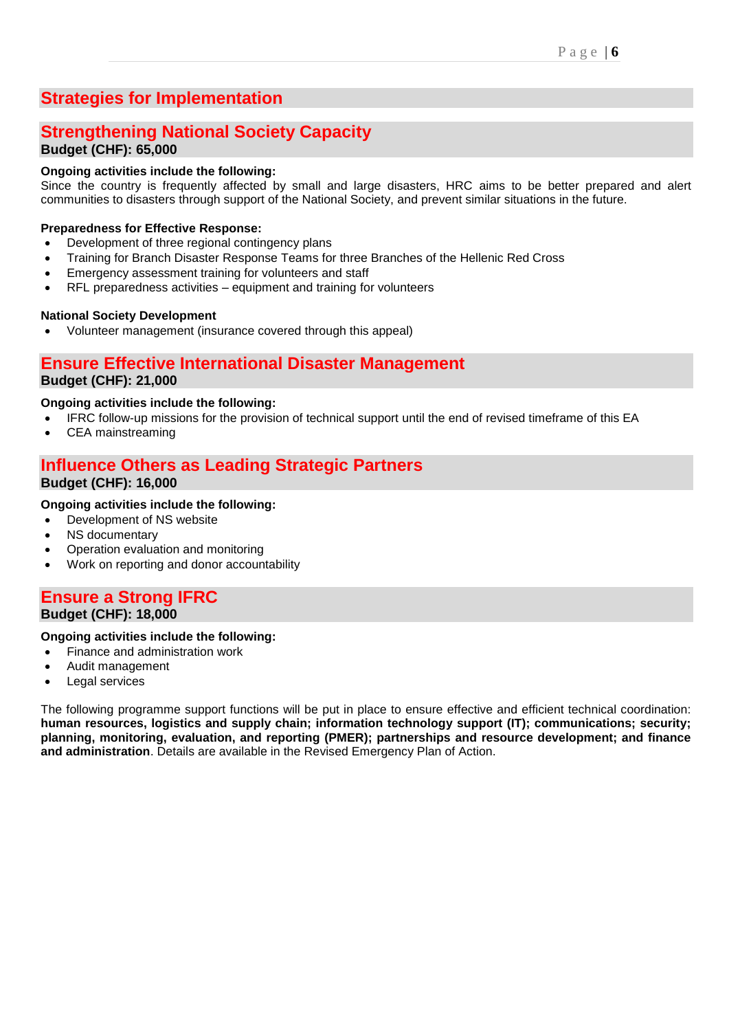## Strategies for Implementation

## Strengthening National Society Capacity

**Budget (CHF): 65,000**

**Ongoing activities include the following:**
Since the country is frequently affected by small and large disasters, HRC aims to be better prepared and alert communities to disasters through support of the National Society, and prevent similar situations in the future.

**Preparedness for Effective Response:**

- Development of three regional contingency plans
- Training for Branch Disaster Response Teams for three Branches of the Hellenic Red Cross
- Emergency assessment training for volunteers and staff
- RFL preparedness activities – equipment and training for volunteers

**National Society Development**

- Volunteer management (insurance covered through this appeal)

## Ensure Effective International Disaster Management

**Budget (CHF): 21,000**

**Ongoing activities include the following:**

- IFRC follow-up missions for the provision of technical support until the end of revised timeframe of this EA
- CEA mainstreaming

## Influence Others as Leading Strategic Partners

**Budget (CHF): 16,000**

**Ongoing activities include the following:**

- Development of NS website
- NS documentary
- Operation evaluation and monitoring
- Work on reporting and donor accountability

## Ensure a Strong IFRC

**Budget (CHF): 18,000**

**Ongoing activities include the following:**

- Finance and administration work
- Audit management
- Legal services

The following programme support functions will be put in place to ensure effective and efficient technical coordination: **human resources, logistics and supply chain; information technology support (IT); communications; security; planning, monitoring, evaluation, and reporting (PMER); partnerships and resource development; and finance and administration**. Details are available in the Revised Emergency Plan of Action.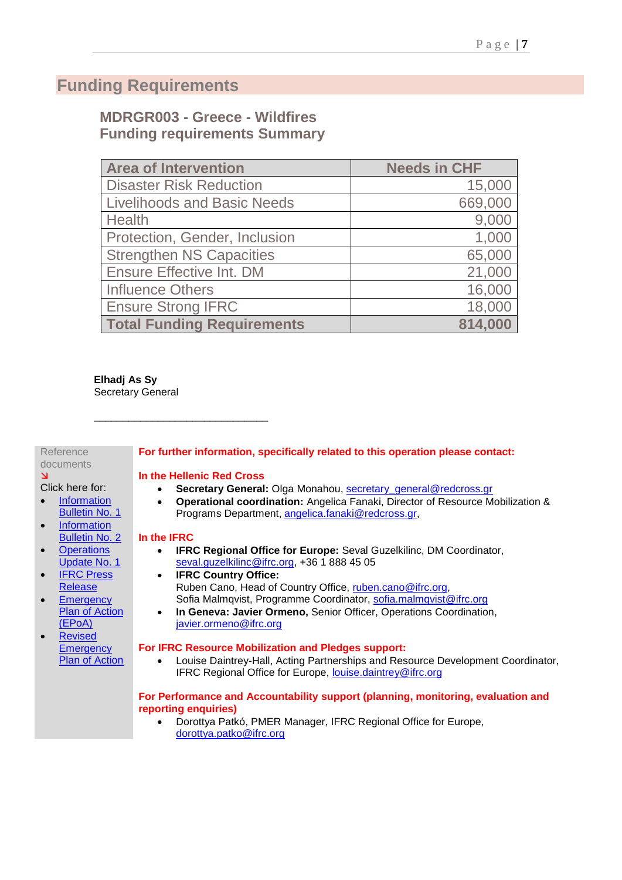# Funding Requirements

## MDRGR003 - Greece - Wildfires
## Funding requirements Summary

| Area of Intervention | Needs in CHF |
|---|---|
| Disaster Risk Reduction | 15,000 |
| Livelihoods and Basic Needs | 669,000 |
| Health | 9,000 |
| Protection, Gender, Inclusion | 1,000 |
| Strengthen NS Capacities | 65,000 |
| Ensure Effective Int. DM | 21,000 |
| Influence Others | 16,000 |
| Ensure Strong IFRC | 18,000 |
| **Total Funding Requirements** | **814,000** |

**Elhadj As Sy**
Secretary General

Reference documents
↘
Click here for:

- Information Bulletin No. 1
- Information Bulletin No. 2
- Operations Update No. 1
- IFRC Press Release
- Emergency Plan of Action (EPoA)
- Revised Emergency Plan of Action

**For further information, specifically related to this operation please contact:**

**In the Hellenic Red Cross**

- **Secretary General:** Olga Monahou, secretary_general@redcross.gr
- **Operational coordination:** Angelica Fanaki, Director of Resource Mobilization & Programs Department, angelica.fanaki@redcross.gr,

**In the IFRC**

- **IFRC Regional Office for Europe:** Seval Guzelkilinc, DM Coordinator, seval.guzelkilinc@ifrc.org, +36 1 888 45 05
- **IFRC Country Office:**
  Ruben Cano, Head of Country Office, ruben.cano@ifrc.org,
  Sofia Malmqvist, Programme Coordinator, sofia.malmqvist@ifrc.org
- **In Geneva: Javier Ormeno,** Senior Officer, Operations Coordination, javier.ormeno@ifrc.org

**For IFRC Resource Mobilization and Pledges support:**

- Louise Daintrey-Hall, Acting Partnerships and Resource Development Coordinator, IFRC Regional Office for Europe, louise.daintrey@ifrc.org

**For Performance and Accountability support (planning, monitoring, evaluation and reporting enquiries)**

- Dorottya Patkó, PMER Manager, IFRC Regional Office for Europe, dorottya.patko@ifrc.org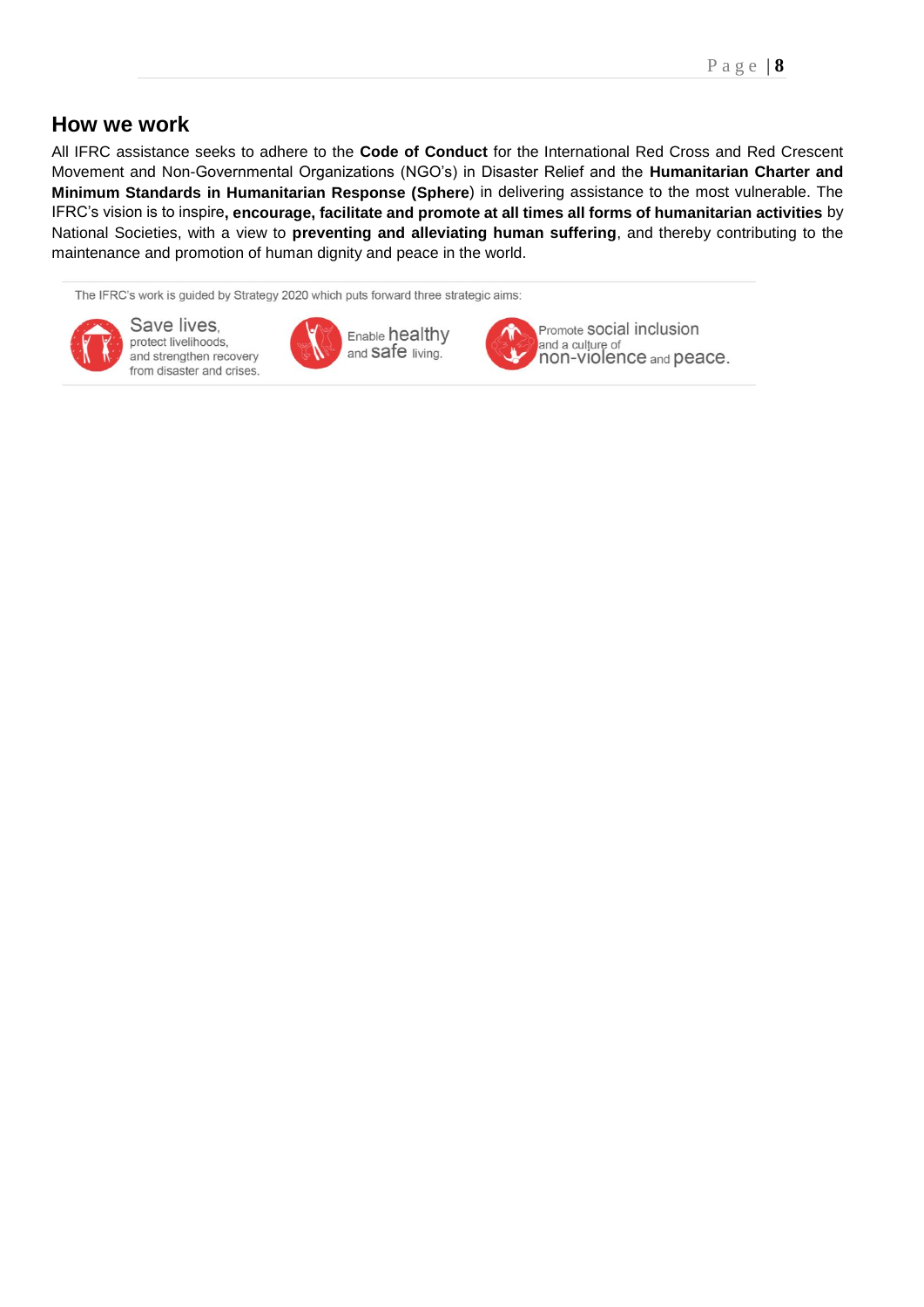## How we work

All IFRC assistance seeks to adhere to the **Code of Conduct** for the International Red Cross and Red Crescent Movement and Non-Governmental Organizations (NGO's) in Disaster Relief and the **Humanitarian Charter and Minimum Standards in Humanitarian Response (Sphere**) in delivering assistance to the most vulnerable. The IFRC's vision is to inspire**, encourage, facilitate and promote at all times all forms of humanitarian activities** by National Societies, with a view to **preventing and alleviating human suffering**, and thereby contributing to the maintenance and promotion of human dignity and peace in the world.

The IFRC's work is guided by Strategy 2020 which puts forward three strategic aims:

Save lives, protect livelihoods, and strengthen recovery from disaster and crises.

Enable healthy and safe living.

Promote social inclusion and a culture of non-violence and peace.